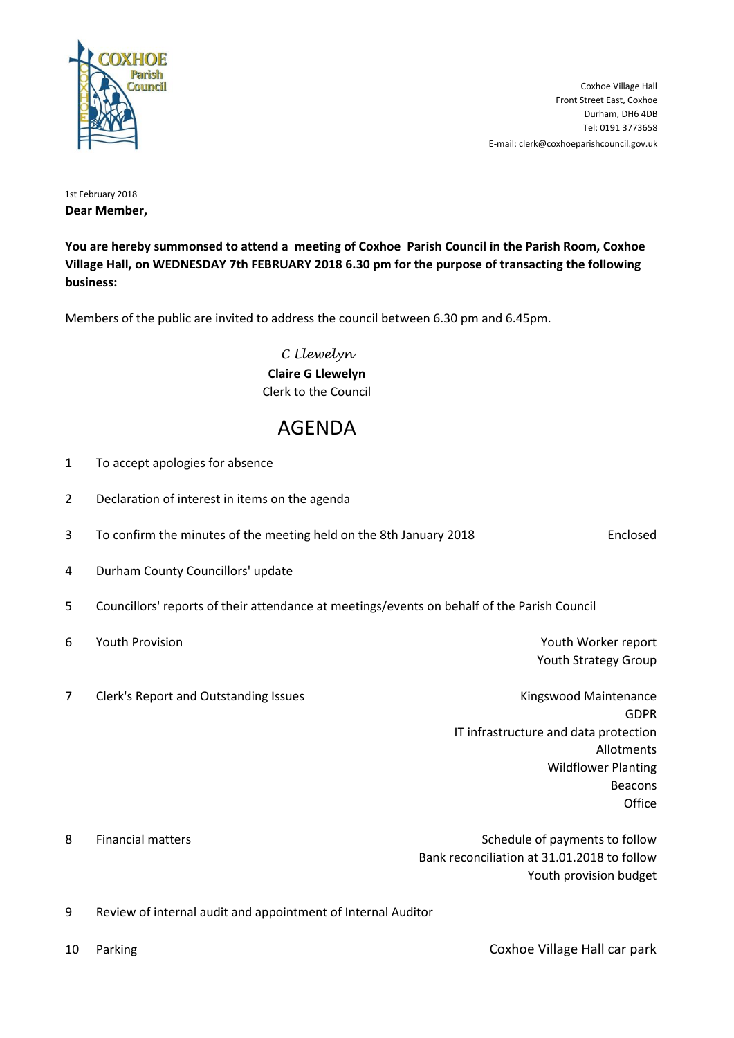Coxhoe Village Hall
Front Street East, Coxhoe
Durham, DH6 4DB
Tel: 0191 3773658
E-mail: clerk@coxhoeparishcouncil.gov.uk

1st February 2018

**Dear Member,**

**You are hereby summonsed to attend a meeting of Coxhoe Parish Council in the Parish Room, Coxhoe Village Hall, on WEDNESDAY 7th FEBRUARY 2018 6.30 pm for the purpose of transacting the following business:**

Members of the public are invited to address the council between 6.30 pm and 6.45pm.

*C Llewelyn*
**Claire G Llewelyn**
Clerk to the Council

# AGENDA

| | | |
|---|---|---|
| 1 | To accept apologies for absence | |
| 2 | Declaration of interest in items on the agenda | |
| 3 | To confirm the minutes of the meeting held on the 8th January 2018 | Enclosed |
| 4 | Durham County Councillors' update | |
| 5 | Councillors' reports of their attendance at meetings/events on behalf of the Parish Council | |
| 6 | Youth Provision | Youth Worker report<br>Youth Strategy Group |
| 7 | Clerk's Report and Outstanding Issues | Kingswood Maintenance<br>GDPR<br>IT infrastructure and data protection<br>Allotments<br>Wildflower Planting<br>Beacons<br>Office |
| 8 | Financial matters | Schedule of payments to follow<br>Bank reconciliation at 31.01.2018 to follow<br>Youth provision budget |
| 9 | Review of internal audit and appointment of Internal Auditor | |
| 10 | Parking | Coxhoe Village Hall car park |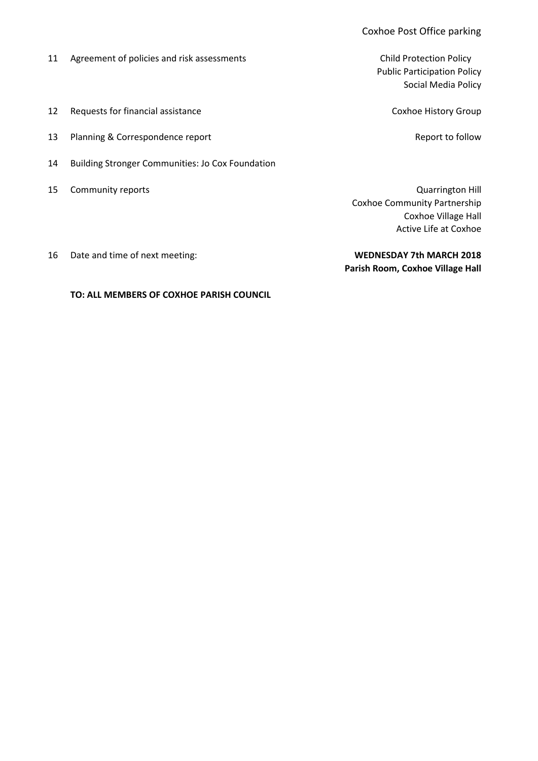Coxhoe Post Office parking

| | | |
|---|---|---|
| 11 | Agreement of policies and risk assessments | Child Protection Policy<br>Public Participation Policy<br>Social Media Policy |
| 12 | Requests for financial assistance | Coxhoe History Group |
| 13 | Planning & Correspondence report | Report to follow |
| 14 | Building Stronger Communities: Jo Cox Foundation | |
| 15 | Community reports | Quarrington Hill<br>Coxhoe Community Partnership<br>Coxhoe Village Hall<br>Active Life at Coxhoe |
| 16 | Date and time of next meeting: | **WEDNESDAY 7th MARCH 2018**<br>**Parish Room, Coxhoe Village Hall** |

**TO: ALL MEMBERS OF COXHOE PARISH COUNCIL**